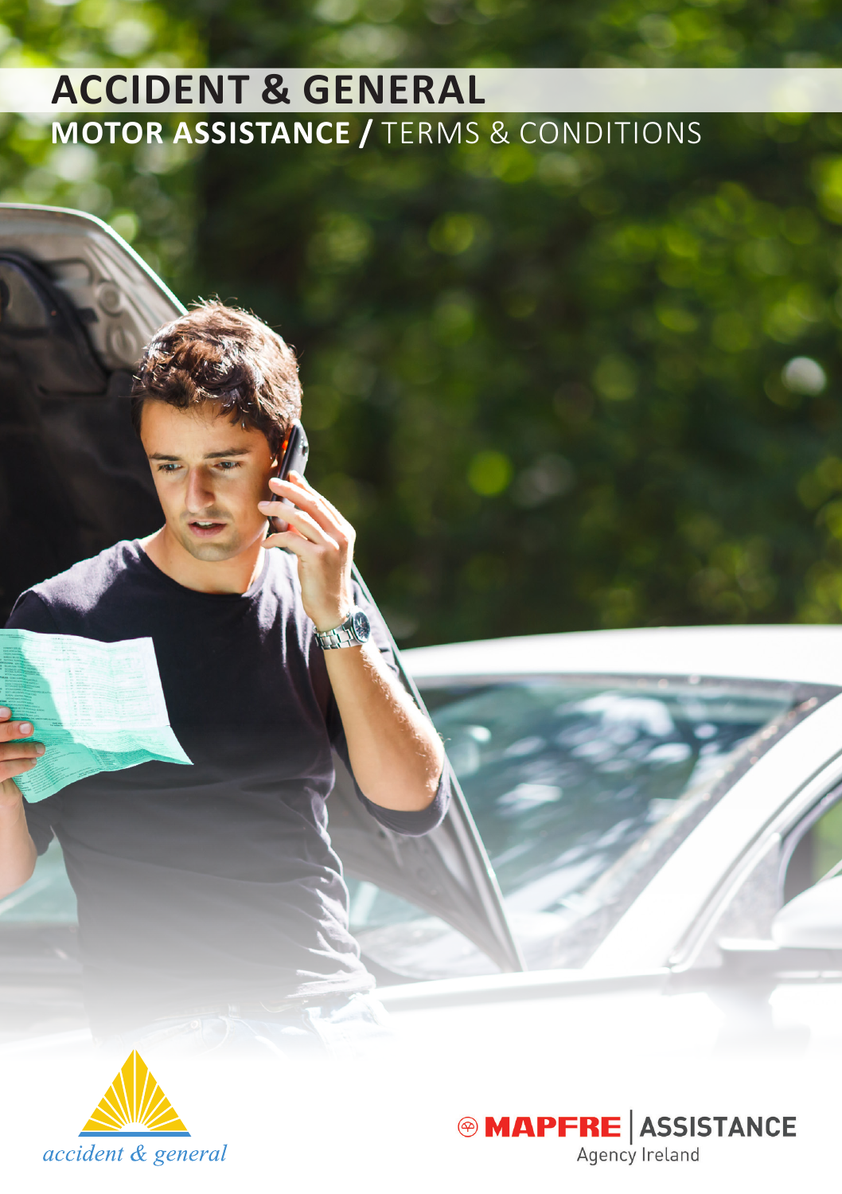# ACCIDENT & GENERAL

## MOTOR ASSISTANCE / TERMS & CONDITIONS

accident & general

MAPFRE | ASSISTANCE
Agency Ireland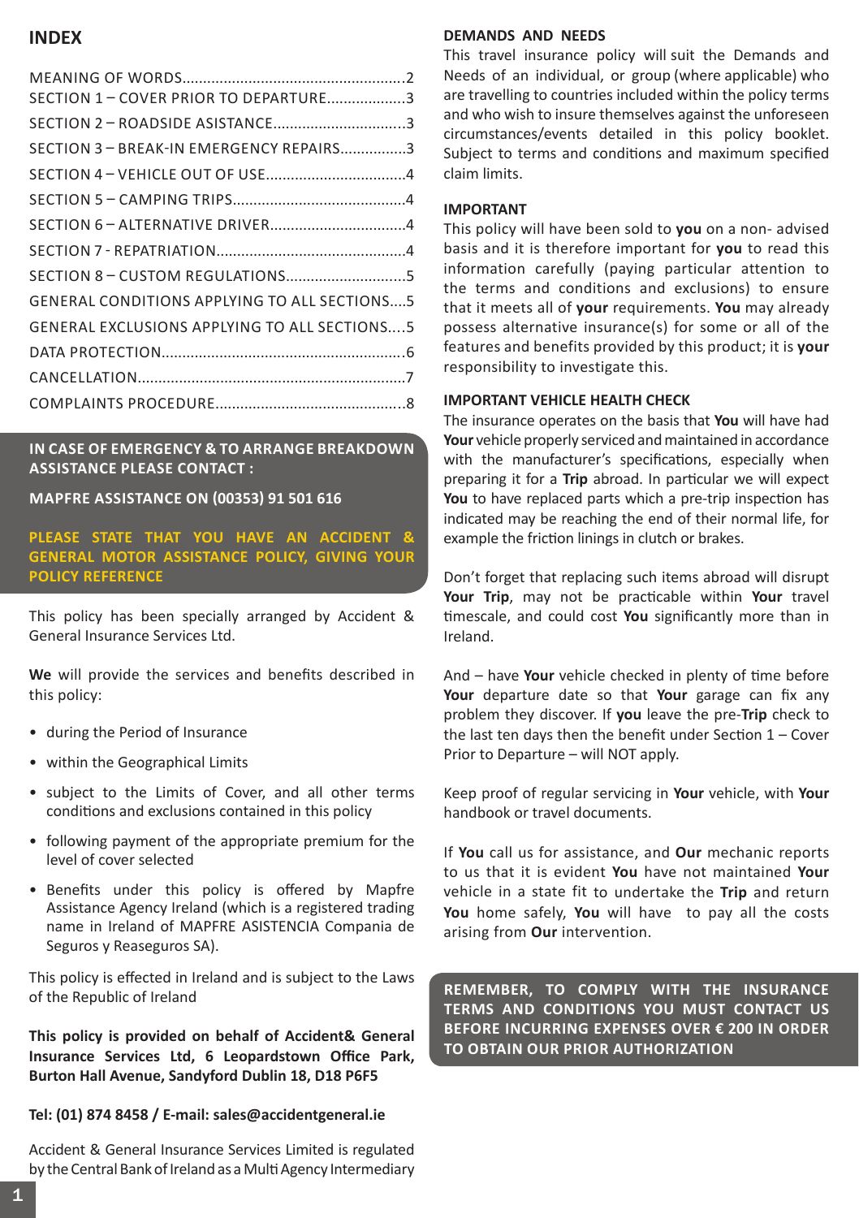## INDEX

| | |
|---|---|
| MEANING OF WORDS | 2 |
| SECTION 1 – COVER PRIOR TO DEPARTURE | 3 |
| SECTION 2 – ROADSIDE ASISTANCE | 3 |
| SECTION 3 – BREAK-IN EMERGENCY REPAIRS | 3 |
| SECTION 4 – VEHICLE OUT OF USE | 4 |
| SECTION 5 – CAMPING TRIPS | 4 |
| SECTION 6 – ALTERNATIVE DRIVER | 4 |
| SECTION 7 - REPATRIATION | 4 |
| SECTION 8 – CUSTOM REGULATIONS | 5 |
| GENERAL CONDITIONS APPLYING TO ALL SECTIONS | 5 |
| GENERAL EXCLUSIONS APPLYING TO ALL SECTIONS | 5 |
| DATA PROTECTION | 6 |
| CANCELLATION | 7 |
| COMPLAINTS PROCEDURE | 8 |

**IN CASE OF EMERGENCY & TO ARRANGE BREAKDOWN ASSISTANCE PLEASE CONTACT :**

**MAPFRE ASSISTANCE ON (00353) 91 501 616**

**PLEASE STATE THAT YOU HAVE AN ACCIDENT & GENERAL MOTOR ASSISTANCE POLICY, GIVING YOUR POLICY REFERENCE**

This policy has been specially arranged by Accident & General Insurance Services Ltd.

**We** will provide the services and benefits described in this policy:

- during the Period of Insurance
- within the Geographical Limits
- subject to the Limits of Cover, and all other terms conditions and exclusions contained in this policy
- following payment of the appropriate premium for the level of cover selected
- Benefits under this policy is offered by Mapfre Assistance Agency Ireland (which is a registered trading name in Ireland of MAPFRE ASISTENCIA Compania de Seguros y Reaseguros SA).

This policy is effected in Ireland and is subject to the Laws of the Republic of Ireland

**This policy is provided on behalf of Accident& General Insurance Services Ltd, 6 Leopardstown Office Park, Burton Hall Avenue, Sandyford Dublin 18, D18 P6F5**

**Tel: (01) 874 8458 / E-mail: sales@accidentgeneral.ie**

Accident & General Insurance Services Limited is regulated by the Central Bank of Ireland as a Multi Agency Intermediary

### DEMANDS AND NEEDS

This travel insurance policy will suit the Demands and Needs of an individual, or group (where applicable) who are travelling to countries included within the policy terms and who wish to insure themselves against the unforeseen circumstances/events detailed in this policy booklet. Subject to terms and conditions and maximum specified claim limits.

### IMPORTANT

This policy will have been sold to **you** on a non- advised basis and it is therefore important for **you** to read this information carefully (paying particular attention to the terms and conditions and exclusions) to ensure that it meets all of **your** requirements. **You** may already possess alternative insurance(s) for some or all of the features and benefits provided by this product; it is **your** responsibility to investigate this.

### IMPORTANT VEHICLE HEALTH CHECK

The insurance operates on the basis that **You** will have had **Your** vehicle properly serviced and maintained in accordance with the manufacturer's specifications, especially when preparing it for a **Trip** abroad. In particular we will expect **You** to have replaced parts which a pre-trip inspection has indicated may be reaching the end of their normal life, for example the friction linings in clutch or brakes.

Don't forget that replacing such items abroad will disrupt **Your Trip**, may not be practicable within **Your** travel timescale, and could cost **You** significantly more than in Ireland.

And – have **Your** vehicle checked in plenty of time before **Your** departure date so that **Your** garage can fix any problem they discover. If **you** leave the pre-**Trip** check to the last ten days then the benefit under Section 1 – Cover Prior to Departure – will NOT apply.

Keep proof of regular servicing in **Your** vehicle, with **Your** handbook or travel documents.

If **You** call us for assistance, and **Our** mechanic reports to us that it is evident **You** have not maintained **Your** vehicle in a state fit to undertake the **Trip** and return **You** home safely, **You** will have to pay all the costs arising from **Our** intervention.

**REMEMBER, TO COMPLY WITH THE INSURANCE TERMS AND CONDITIONS YOU MUST CONTACT US BEFORE INCURRING EXPENSES OVER € 200 IN ORDER TO OBTAIN OUR PRIOR AUTHORIZATION**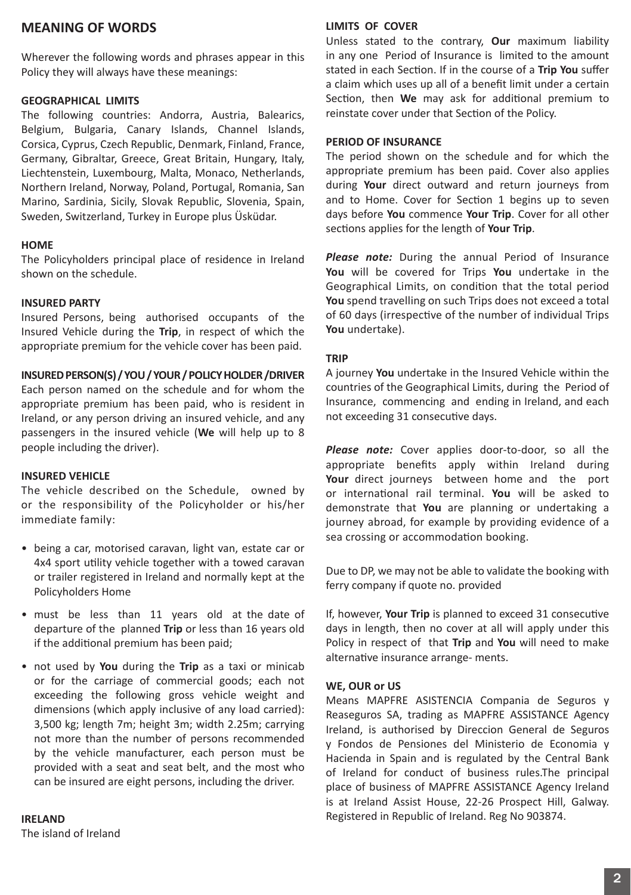## MEANING OF WORDS

Wherever the following words and phrases appear in this Policy they will always have these meanings:

**GEOGRAPHICAL LIMITS**

The following countries: Andorra, Austria, Balearics, Belgium, Bulgaria, Canary Islands, Channel Islands, Corsica, Cyprus, Czech Republic, Denmark, Finland, France, Germany, Gibraltar, Greece, Great Britain, Hungary, Italy, Liechtenstein, Luxembourg, Malta, Monaco, Netherlands, Northern Ireland, Norway, Poland, Portugal, Romania, San Marino, Sardinia, Sicily, Slovak Republic, Slovenia, Spain, Sweden, Switzerland, Turkey in Europe plus Üsküdar.

**HOME**

The Policyholders principal place of residence in Ireland shown on the schedule.

**INSURED PARTY**

Insured Persons, being authorised occupants of the Insured Vehicle during the **Trip**, in respect of which the appropriate premium for the vehicle cover has been paid.

**INSURED PERSON(S) / YOU / YOUR / POLICY HOLDER /DRIVER**

Each person named on the schedule and for whom the appropriate premium has been paid, who is resident in Ireland, or any person driving an insured vehicle, and any passengers in the insured vehicle (**We** will help up to 8 people including the driver).

**INSURED VEHICLE**

The vehicle described on the Schedule, owned by or the responsibility of the Policyholder or his/her immediate family:

- being a car, motorised caravan, light van, estate car or 4x4 sport utility vehicle together with a towed caravan or trailer registered in Ireland and normally kept at the Policyholders Home
- must be less than 11 years old at the date of departure of the planned **Trip** or less than 16 years old if the additional premium has been paid;
- not used by **You** during the **Trip** as a taxi or minicab or for the carriage of commercial goods; each not exceeding the following gross vehicle weight and dimensions (which apply inclusive of any load carried): 3,500 kg; length 7m; height 3m; width 2.25m; carrying not more than the number of persons recommended by the vehicle manufacturer, each person must be provided with a seat and seat belt, and the most who can be insured are eight persons, including the driver.

**IRELAND**

The island of Ireland

**LIMITS OF COVER**

Unless stated to the contrary, **Our** maximum liability in any one Period of Insurance is limited to the amount stated in each Section. If in the course of a **Trip You** suffer a claim which uses up all of a benefit limit under a certain Section, then **We** may ask for additional premium to reinstate cover under that Section of the Policy.

**PERIOD OF INSURANCE**

The period shown on the schedule and for which the appropriate premium has been paid. Cover also applies during **Your** direct outward and return journeys from and to Home. Cover for Section 1 begins up to seven days before **You** commence **Your Trip**. Cover for all other sections applies for the length of **Your Trip**.

***Please note:*** During the annual Period of Insurance **You** will be covered for Trips **You** undertake in the Geographical Limits, on condition that the total period **You** spend travelling on such Trips does not exceed a total of 60 days (irrespective of the number of individual Trips **You** undertake).

**TRIP**

A journey **You** undertake in the Insured Vehicle within the countries of the Geographical Limits, during the Period of Insurance, commencing and ending in Ireland, and each not exceeding 31 consecutive days.

***Please note:*** Cover applies door-to-door, so all the appropriate benefits apply within Ireland during **Your** direct journeys between home and the port or international rail terminal. **You** will be asked to demonstrate that **You** are planning or undertaking a journey abroad, for example by providing evidence of a sea crossing or accommodation booking.

Due to DP, we may not be able to validate the booking with ferry company if quote no. provided

If, however, **Your Trip** is planned to exceed 31 consecutive days in length, then no cover at all will apply under this Policy in respect of that **Trip** and **You** will need to make alternative insurance arrange- ments.

**WE, OUR or US**

Means MAPFRE ASISTENCIA Compania de Seguros y Reaseguros SA, trading as MAPFRE ASSISTANCE Agency Ireland, is authorised by Direccion General de Seguros y Fondos de Pensiones del Ministerio de Economia y Hacienda in Spain and is regulated by the Central Bank of Ireland for conduct of business rules.The principal place of business of MAPFRE ASSISTANCE Agency Ireland is at Ireland Assist House, 22-26 Prospect Hill, Galway. Registered in Republic of Ireland. Reg No 903874.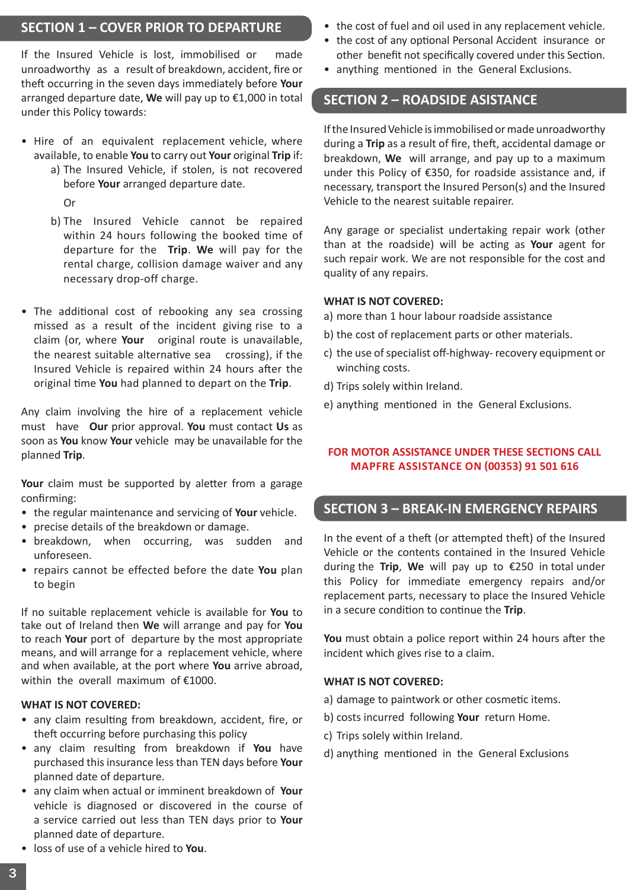## SECTION 1 – COVER PRIOR TO DEPARTURE

If the Insured Vehicle is lost, immobilised or made unroadworthy as a result of breakdown, accident, fire or theft occurring in the seven days immediately before **Your** arranged departure date, **We** will pay up to €1,000 in total under this Policy towards:

- Hire of an equivalent replacement vehicle, where available, to enable **You** to carry out **Your** original **Trip** if:
  - a) The Insured Vehicle, if stolen, is not recovered before **Your** arranged departure date.
  
    Or
  - b) The Insured Vehicle cannot be repaired within 24 hours following the booked time of departure for the **Trip**. **We** will pay for the rental charge, collision damage waiver and any necessary drop-off charge.

- The additional cost of rebooking any sea crossing missed as a result of the incident giving rise to a claim (or, where **Your** original route is unavailable, the nearest suitable alternative sea crossing), if the Insured Vehicle is repaired within 24 hours after the original time **You** had planned to depart on the **Trip**.

Any claim involving the hire of a replacement vehicle must have **Our** prior approval. **You** must contact **Us** as soon as **You** know **Your** vehicle may be unavailable for the planned **Trip**.

**Your** claim must be supported by aletter from a garage confirming:

- the regular maintenance and servicing of **Your** vehicle.
- precise details of the breakdown or damage.
- breakdown, when occurring, was sudden and unforeseen.
- repairs cannot be effected before the date **You** plan to begin

If no suitable replacement vehicle is available for **You** to take out of Ireland then **We** will arrange and pay for **You** to reach **Your** port of departure by the most appropriate means, and will arrange for a replacement vehicle, where and when available, at the port where **You** arrive abroad, within the overall maximum of €1000.

**WHAT IS NOT COVERED:**

- any claim resulting from breakdown, accident, fire, or theft occurring before purchasing this policy
- any claim resulting from breakdown if **You** have purchased this insurance less than TEN days before **Your** planned date of departure.
- any claim when actual or imminent breakdown of **Your** vehicle is diagnosed or discovered in the course of a service carried out less than TEN days prior to **Your** planned date of departure.
- loss of use of a vehicle hired to **You**.
- the cost of fuel and oil used in any replacement vehicle.
- the cost of any optional Personal Accident insurance or other benefit not specifically covered under this Section.
- anything mentioned in the General Exclusions.

## SECTION 2 – ROADSIDE ASISTANCE

If the Insured Vehicle is immobilised or made unroadworthy during a **Trip** as a result of fire, theft, accidental damage or breakdown, **We** will arrange, and pay up to a maximum under this Policy of €350, for roadside assistance and, if necessary, transport the Insured Person(s) and the Insured Vehicle to the nearest suitable repairer.

Any garage or specialist undertaking repair work (other than at the roadside) will be acting as **Your** agent for such repair work. We are not responsible for the cost and quality of any repairs.

**WHAT IS NOT COVERED:**

a) more than 1 hour labour roadside assistance

b) the cost of replacement parts or other materials.

c) the use of specialist off-highway- recovery equipment or winching costs.

d) Trips solely within Ireland.

e) anything mentioned in the General Exclusions.

**FOR MOTOR ASSISTANCE UNDER THESE SECTIONS CALL MAPFRE ASSISTANCE ON (00353) 91 501 616**

## SECTION 3 – BREAK-IN EMERGENCY REPAIRS

In the event of a theft (or attempted theft) of the Insured Vehicle or the contents contained in the Insured Vehicle during the **Trip**, **We** will pay up to €250 in total under this Policy for immediate emergency repairs and/or replacement parts, necessary to place the Insured Vehicle in a secure condition to continue the **Trip**.

**You** must obtain a police report within 24 hours after the incident which gives rise to a claim.

**WHAT IS NOT COVERED:**

a) damage to paintwork or other cosmetic items.

b) costs incurred following **Your** return Home.

c) Trips solely within Ireland.

d) anything mentioned in the General Exclusions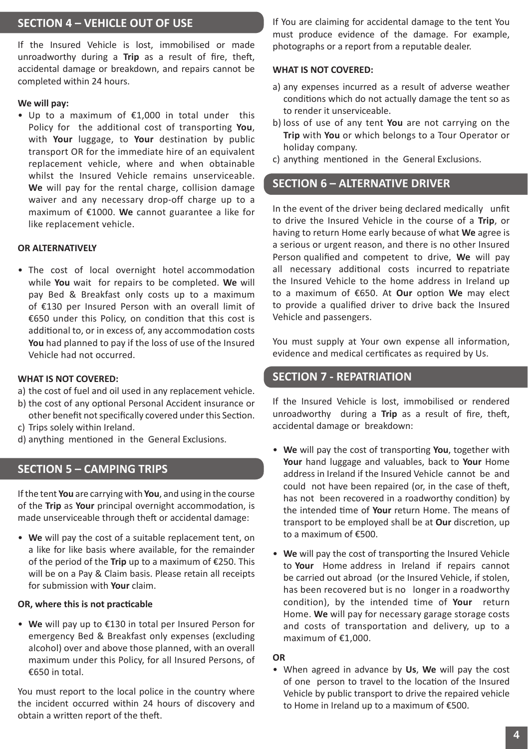## SECTION 4 – VEHICLE OUT OF USE

If the Insured Vehicle is lost, immobilised or made unroadworthy during a **Trip** as a result of fire, theft, accidental damage or breakdown, and repairs cannot be completed within 24 hours.

**We will pay:**

- Up to a maximum of €1,000 in total under this Policy for the additional cost of transporting **You**, with **Your** luggage, to **Your** destination by public transport OR for the immediate hire of an equivalent replacement vehicle, where and when obtainable whilst the Insured Vehicle remains unserviceable. **We** will pay for the rental charge, collision damage waiver and any necessary drop-off charge up to a maximum of €1000. **We** cannot guarantee a like for like replacement vehicle.

**OR ALTERNATIVELY**

- The cost of local overnight hotel accommodation while **You** wait for repairs to be completed. **We** will pay Bed & Breakfast only costs up to a maximum of €130 per Insured Person with an overall limit of €650 under this Policy, on condition that this cost is additional to, or in excess of, any accommodation costs **You** had planned to pay if the loss of use of the Insured Vehicle had not occurred.

**WHAT IS NOT COVERED:**

a) the cost of fuel and oil used in any replacement vehicle.
b) the cost of any optional Personal Accident insurance or other benefit not specifically covered under this Section.
c) Trips solely within Ireland.
d) anything mentioned in the General Exclusions.

## SECTION 5 – CAMPING TRIPS

If the tent **You** are carrying with **You**, and using in the course of the **Trip** as **Your** principal overnight accommodation, is made unserviceable through theft or accidental damage:

- **We** will pay the cost of a suitable replacement tent, on a like for like basis where available, for the remainder of the period of the **Trip** up to a maximum of €250. This will be on a Pay & Claim basis. Please retain all receipts for submission with **Your** claim.

**OR, where this is not practicable**

- **We** will pay up to €130 in total per Insured Person for emergency Bed & Breakfast only expenses (excluding alcohol) over and above those planned, with an overall maximum under this Policy, for all Insured Persons, of €650 in total.

You must report to the local police in the country where the incident occurred within 24 hours of discovery and obtain a written report of the theft.

If You are claiming for accidental damage to the tent You must produce evidence of the damage. For example, photographs or a report from a reputable dealer.

**WHAT IS NOT COVERED:**

a) any expenses incurred as a result of adverse weather conditions which do not actually damage the tent so as to render it unserviceable.
b) loss of use of any tent **You** are not carrying on the **Trip** with **You** or which belongs to a Tour Operator or holiday company.
c) anything mentioned in the General Exclusions.

## SECTION 6 – ALTERNATIVE DRIVER

In the event of the driver being declared medically unfit to drive the Insured Vehicle in the course of a **Trip**, or having to return Home early because of what **We** agree is a serious or urgent reason, and there is no other Insured Person qualified and competent to drive, **We** will pay all necessary additional costs incurred to repatriate the Insured Vehicle to the home address in Ireland up to a maximum of €650. At **Our** option **We** may elect to provide a qualified driver to drive back the Insured Vehicle and passengers.

You must supply at Your own expense all information, evidence and medical certificates as required by Us.

## SECTION 7 - REPATRIATION

If the Insured Vehicle is lost, immobilised or rendered unroadworthy during a **Trip** as a result of fire, theft, accidental damage or breakdown:

- **We** will pay the cost of transporting **You**, together with **Your** hand luggage and valuables, back to **Your** Home address in Ireland if the Insured Vehicle cannot be and could not have been repaired (or, in the case of theft, has not been recovered in a roadworthy condition) by the intended time of **Your** return Home. The means of transport to be employed shall be at **Our** discretion, up to a maximum of €500.

- **We** will pay the cost of transporting the Insured Vehicle to **Your** Home address in Ireland if repairs cannot be carried out abroad (or the Insured Vehicle, if stolen, has been recovered but is no longer in a roadworthy condition), by the intended time of **Your** return Home. **We** will pay for necessary garage storage costs and costs of transportation and delivery, up to a maximum of €1,000.

**OR**

- When agreed in advance by **Us**, **We** will pay the cost of one person to travel to the location of the Insured Vehicle by public transport to drive the repaired vehicle to Home in Ireland up to a maximum of €500.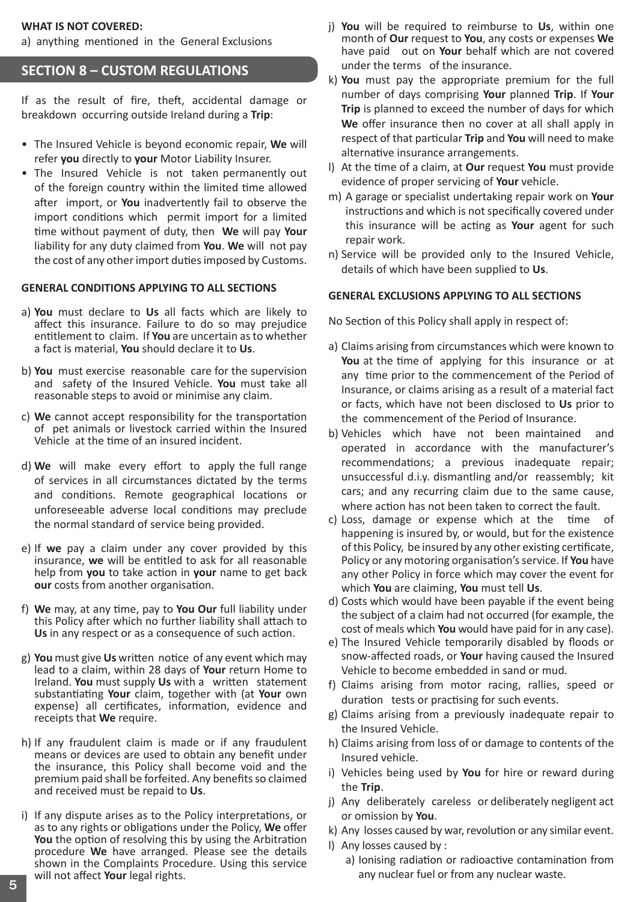**WHAT IS NOT COVERED:**

a) anything mentioned in the General Exclusions

## SECTION 8 – CUSTOM REGULATIONS

If as the result of fire, theft, accidental damage or breakdown occurring outside Ireland during a **Trip**:

- The Insured Vehicle is beyond economic repair, **We** will refer **you** directly to **your** Motor Liability Insurer.
- The Insured Vehicle is not taken permanently out of the foreign country within the limited time allowed after import, or **You** inadvertently fail to observe the import conditions which permit import for a limited time without payment of duty, then **We** will pay **Your** liability for any duty claimed from **You**. **We** will not pay the cost of any other import duties imposed by Customs.

**GENERAL CONDITIONS APPLYING TO ALL SECTIONS**

a) **You** must declare to **Us** all facts which are likely to affect this insurance. Failure to do so may prejudice entitlement to claim. If **You** are uncertain as to whether a fact is material, **You** should declare it to **Us**.

b) **You** must exercise reasonable care for the supervision and safety of the Insured Vehicle. **You** must take all reasonable steps to avoid or minimise any claim.

c) **We** cannot accept responsibility for the transportation of pet animals or livestock carried within the Insured Vehicle at the time of an insured incident.

d) **We** will make every effort to apply the full range of services in all circumstances dictated by the terms and conditions. Remote geographical locations or unforeseeable adverse local conditions may preclude the normal standard of service being provided.

e) If **we** pay a claim under any cover provided by this insurance, **we** will be entitled to ask for all reasonable help from **you** to take action in **your** name to get back **our** costs from another organisation.

f) **We** may, at any time, pay to **You Our** full liability under this Policy after which no further liability shall attach to **Us** in any respect or as a consequence of such action.

g) **You** must give **Us** written notice of any event which may lead to a claim, within 28 days of **Your** return Home to Ireland. **You** must supply **Us** with a written statement substantiating **Your** claim, together with (at **Your** own expense) all certificates, information, evidence and receipts that **We** require.

h) If any fraudulent claim is made or if any fraudulent means or devices are used to obtain any benefit under the insurance, this Policy shall become void and the premium paid shall be forfeited. Any benefits so claimed and received must be repaid to **Us**.

i) If any dispute arises as to the Policy interpretations, or as to any rights or obligations under the Policy, **We** offer **You** the option of resolving this by using the Arbitration procedure **We** have arranged. Please see the details shown in the Complaints Procedure. Using this service will not affect **Your** legal rights.

j) **You** will be required to reimburse to **Us**, within one month of **Our** request to **You**, any costs or expenses **We** have paid out on **Your** behalf which are not covered under the terms of the insurance.

k) **You** must pay the appropriate premium for the full number of days comprising **Your** planned **Trip**. If **Your Trip** is planned to exceed the number of days for which **We** offer insurance then no cover at all shall apply in respect of that particular **Trip** and **You** will need to make alternative insurance arrangements.

l) At the time of a claim, at **Our** request **You** must provide evidence of proper servicing of **Your** vehicle.

m) A garage or specialist undertaking repair work on **Your** instructions and which is not specifically covered under this insurance will be acting as **Your** agent for such repair work.

n) Service will be provided only to the Insured Vehicle, details of which have been supplied to **Us**.

**GENERAL EXCLUSIONS APPLYING TO ALL SECTIONS**

No Section of this Policy shall apply in respect of:

a) Claims arising from circumstances which were known to **You** at the time of applying for this insurance or at any time prior to the commencement of the Period of Insurance, or claims arising as a result of a material fact or facts, which have not been disclosed to **Us** prior to the commencement of the Period of Insurance.

b) Vehicles which have not been maintained and operated in accordance with the manufacturer's recommendations; a previous inadequate repair; unsuccessful d.i.y. dismantling and/or reassembly; kit cars; and any recurring claim due to the same cause, where action has not been taken to correct the fault.

c) Loss, damage or expense which at the time of happening is insured by, or would, but for the existence of this Policy, be insured by any other existing certificate, Policy or any motoring organisation's service. If **You** have any other Policy in force which may cover the event for which **You** are claiming, **You** must tell **Us**.

d) Costs which would have been payable if the event being the subject of a claim had not occurred (for example, the cost of meals which **You** would have paid for in any case).

e) The Insured Vehicle temporarily disabled by floods or snow-affected roads, or **Your** having caused the Insured Vehicle to become embedded in sand or mud.

f) Claims arising from motor racing, rallies, speed or duration tests or practising for such events.

g) Claims arising from a previously inadequate repair to the Insured Vehicle.

h) Claims arising from loss of or damage to contents of the Insured vehicle.

i) Vehicles being used by **You** for hire or reward during the **Trip**.

j) Any deliberately careless or deliberately negligent act or omission by **You**.

k) Any losses caused by war, revolution or any similar event.

l) Any losses caused by :

   a) Ionising radiation or radioactive contamination from any nuclear fuel or from any nuclear waste.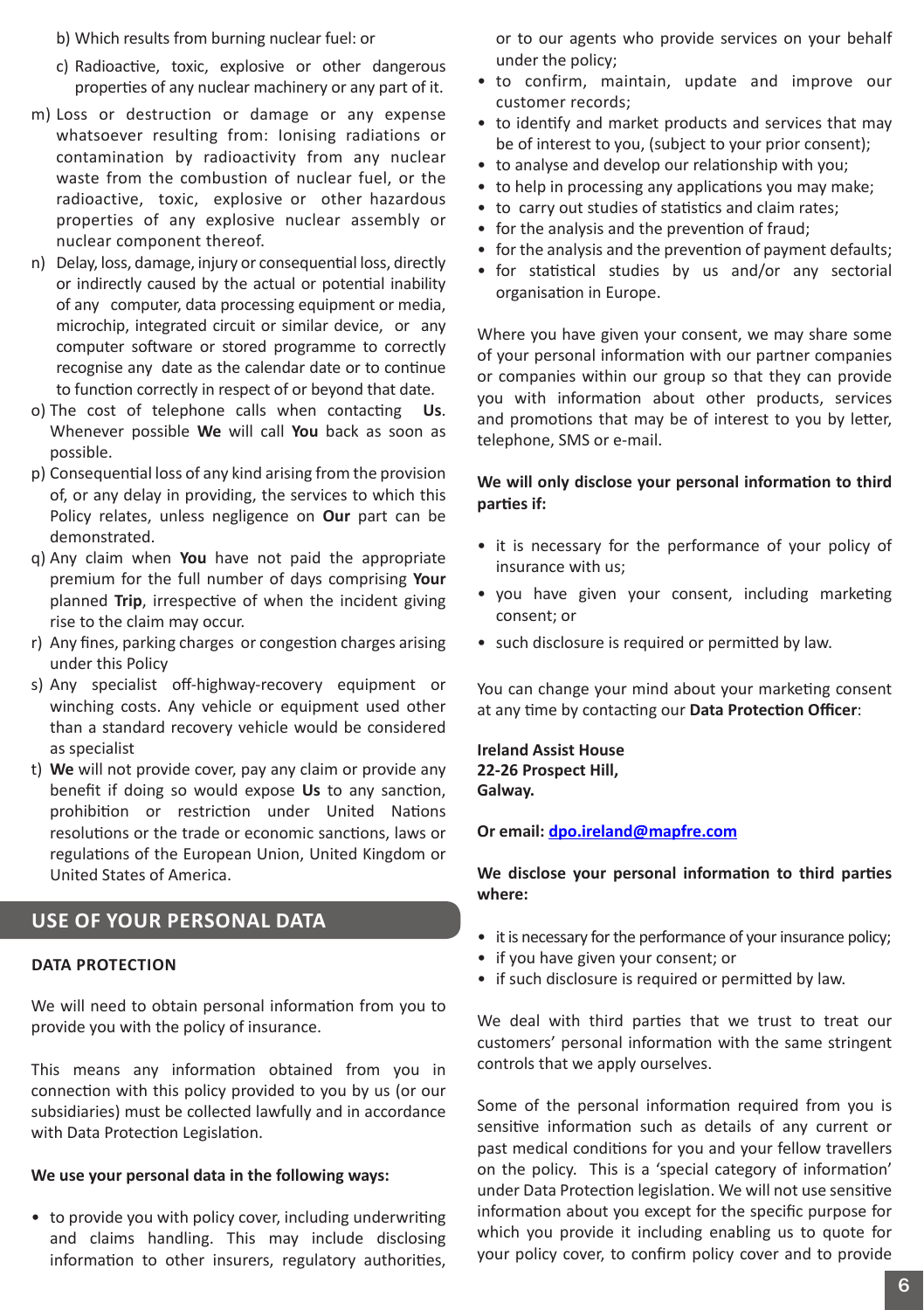b) Which results from burning nuclear fuel: or

c) Radioactive, toxic, explosive or other dangerous properties of any nuclear machinery or any part of it.

m) Loss or destruction or damage or any expense whatsoever resulting from: Ionising radiations or contamination by radioactivity from any nuclear waste from the combustion of nuclear fuel, or the radioactive, toxic, explosive or other hazardous properties of any explosive nuclear assembly or nuclear component thereof.

n) Delay, loss, damage, injury or consequential loss, directly or indirectly caused by the actual or potential inability of any computer, data processing equipment or media, microchip, integrated circuit or similar device, or any computer software or stored programme to correctly recognise any date as the calendar date or to continue to function correctly in respect of or beyond that date.

o) The cost of telephone calls when contacting **Us**. Whenever possible **We** will call **You** back as soon as possible.

p) Consequential loss of any kind arising from the provision of, or any delay in providing, the services to which this Policy relates, unless negligence on **Our** part can be demonstrated.

q) Any claim when **You** have not paid the appropriate premium for the full number of days comprising **Your** planned **Trip**, irrespective of when the incident giving rise to the claim may occur.

r) Any fines, parking charges or congestion charges arising under this Policy

s) Any specialist off-highway-recovery equipment or winching costs. Any vehicle or equipment used other than a standard recovery vehicle would be considered as specialist

t) **We** will not provide cover, pay any claim or provide any benefit if doing so would expose **Us** to any sanction, prohibition or restriction under United Nations resolutions or the trade or economic sanctions, laws or regulations of the European Union, United Kingdom or United States of America.

## USE OF YOUR PERSONAL DATA

### DATA PROTECTION

We will need to obtain personal information from you to provide you with the policy of insurance.

This means any information obtained from you in connection with this policy provided to you by us (or our subsidiaries) must be collected lawfully and in accordance with Data Protection Legislation.

**We use your personal data in the following ways:**

- to provide you with policy cover, including underwriting and claims handling. This may include disclosing information to other insurers, regulatory authorities, or to our agents who provide services on your behalf under the policy;
- to confirm, maintain, update and improve our customer records;
- to identify and market products and services that may be of interest to you, (subject to your prior consent);
- to analyse and develop our relationship with you;
- to help in processing any applications you may make;
- to carry out studies of statistics and claim rates;
- for the analysis and the prevention of fraud;
- for the analysis and the prevention of payment defaults;
- for statistical studies by us and/or any sectorial organisation in Europe.

Where you have given your consent, we may share some of your personal information with our partner companies or companies within our group so that they can provide you with information about other products, services and promotions that may be of interest to you by letter, telephone, SMS or e-mail.

**We will only disclose your personal information to third parties if:**

- it is necessary for the performance of your policy of insurance with us;
- you have given your consent, including marketing consent; or
- such disclosure is required or permitted by law.

You can change your mind about your marketing consent at any time by contacting our **Data Protection Officer**:

**Ireland Assist House**
**22-26 Prospect Hill,**
**Galway.**

**Or email: dpo.ireland@mapfre.com**

**We disclose your personal information to third parties where:**

- it is necessary for the performance of your insurance policy;
- if you have given your consent; or
- if such disclosure is required or permitted by law.

We deal with third parties that we trust to treat our customers' personal information with the same stringent controls that we apply ourselves.

Some of the personal information required from you is sensitive information such as details of any current or past medical conditions for you and your fellow travellers on the policy. This is a 'special category of information' under Data Protection legislation. We will not use sensitive information about you except for the specific purpose for which you provide it including enabling us to quote for your policy cover, to confirm policy cover and to provide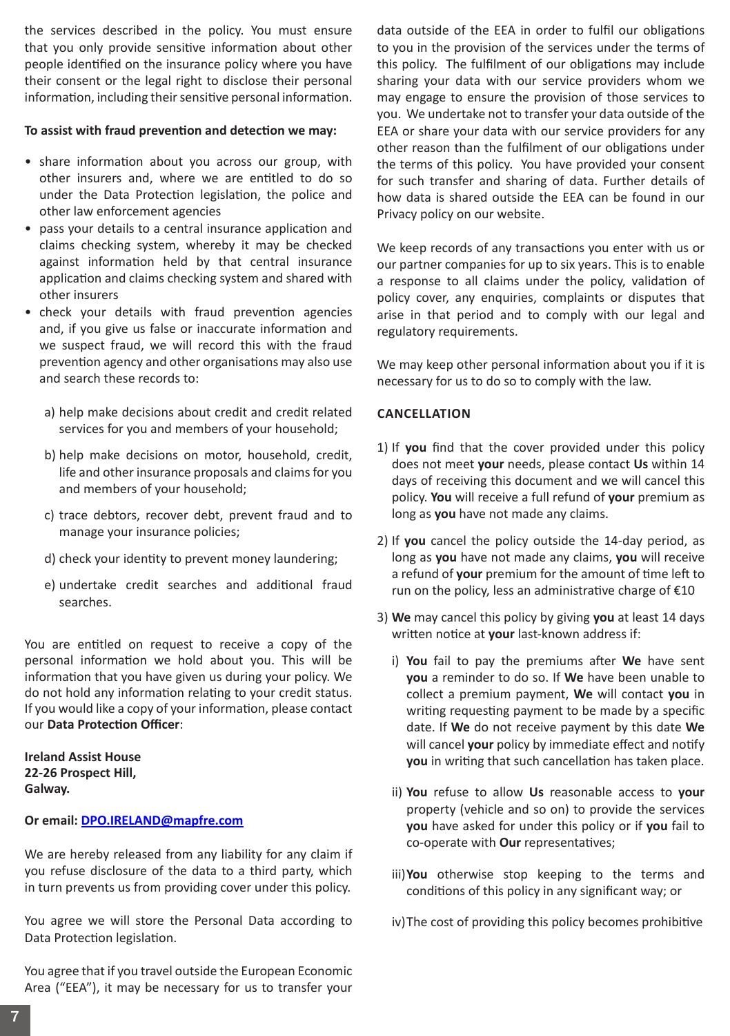the services described in the policy. You must ensure that you only provide sensitive information about other people identified on the insurance policy where you have their consent or the legal right to disclose their personal information, including their sensitive personal information.

**To assist with fraud prevention and detection we may:**

- share information about you across our group, with other insurers and, where we are entitled to do so under the Data Protection legislation, the police and other law enforcement agencies
- pass your details to a central insurance application and claims checking system, whereby it may be checked against information held by that central insurance application and claims checking system and shared with other insurers
- check your details with fraud prevention agencies and, if you give us false or inaccurate information and we suspect fraud, we will record this with the fraud prevention agency and other organisations may also use and search these records to:

  a) help make decisions about credit and credit related services for you and members of your household;

  b) help make decisions on motor, household, credit, life and other insurance proposals and claims for you and members of your household;

  c) trace debtors, recover debt, prevent fraud and to manage your insurance policies;

  d) check your identity to prevent money laundering;

  e) undertake credit searches and additional fraud searches.

You are entitled on request to receive a copy of the personal information we hold about you. This will be information that you have given us during your policy. We do not hold any information relating to your credit status. If you would like a copy of your information, please contact our **Data Protection Officer**:

**Ireland Assist House**
**22-26 Prospect Hill,**
**Galway.**

**Or email: [DPO.IRELAND@mapfre.com](mailto:DPO.IRELAND@mapfre.com)**

We are hereby released from any liability for any claim if you refuse disclosure of the data to a third party, which in turn prevents us from providing cover under this policy.

You agree we will store the Personal Data according to Data Protection legislation.

You agree that if you travel outside the European Economic Area ("EEA"), it may be necessary for us to transfer your data outside of the EEA in order to fulfil our obligations to you in the provision of the services under the terms of this policy. The fulfilment of our obligations may include sharing your data with our service providers whom we may engage to ensure the provision of those services to you. We undertake not to transfer your data outside of the EEA or share your data with our service providers for any other reason than the fulfilment of our obligations under the terms of this policy. You have provided your consent for such transfer and sharing of data. Further details of how data is shared outside the EEA can be found in our Privacy policy on our website.

We keep records of any transactions you enter with us or our partner companies for up to six years. This is to enable a response to all claims under the policy, validation of policy cover, any enquiries, complaints or disputes that arise in that period and to comply with our legal and regulatory requirements.

We may keep other personal information about you if it is necessary for us to do so to comply with the law.

**CANCELLATION**

1) If **you** find that the cover provided under this policy does not meet **your** needs, please contact **Us** within 14 days of receiving this document and we will cancel this policy. **You** will receive a full refund of **your** premium as long as **you** have not made any claims.

2) If **you** cancel the policy outside the 14-day period, as long as **you** have not made any claims, **you** will receive a refund of **your** premium for the amount of time left to run on the policy, less an administrative charge of €10

3) **We** may cancel this policy by giving **you** at least 14 days written notice at **your** last-known address if:

   i) **You** fail to pay the premiums after **We** have sent **you** a reminder to do so. If **We** have been unable to collect a premium payment, **We** will contact **you** in writing requesting payment to be made by a specific date. If **We** do not receive payment by this date **We** will cancel **your** policy by immediate effect and notify **you** in writing that such cancellation has taken place.

   ii) **You** refuse to allow **Us** reasonable access to **your** property (vehicle and so on) to provide the services **you** have asked for under this policy or if **you** fail to co-operate with **Our** representatives;

   iii) **You** otherwise stop keeping to the terms and conditions of this policy in any significant way; or

   iv) The cost of providing this policy becomes prohibitive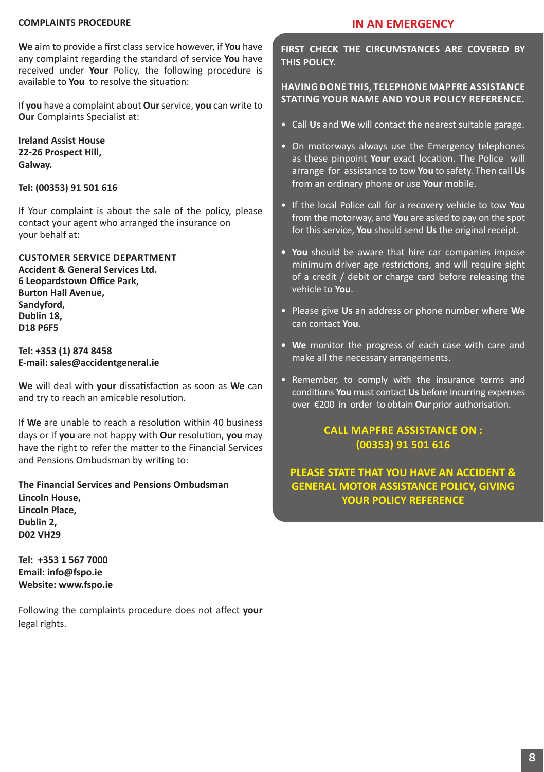## COMPLAINTS PROCEDURE

**We** aim to provide a first class service however, if **You** have any complaint regarding the standard of service **You** have received under **Your** Policy, the following procedure is available to **You** to resolve the situation:

If **you** have a complaint about **Our** service, **you** can write to **Our** Complaints Specialist at:

**Ireland Assist House**
**22-26 Prospect Hill,**
**Galway.**

**Tel: (00353) 91 501 616**

If Your complaint is about the sale of the policy, please contact your agent who arranged the insurance on your behalf at:

**CUSTOMER SERVICE DEPARTMENT**
**Accident & General Services Ltd.**
**6 Leopardstown Office Park,**
**Burton Hall Avenue,**
**Sandyford,**
**Dublin 18,**
**D18 P6F5**

**Tel: +353 (1) 874 8458**
**E-mail: sales@accidentgeneral.ie**

**We** will deal with **your** dissatisfaction as soon as **We** can and try to reach an amicable resolution.

If **We** are unable to reach a resolution within 40 business days or if **you** are not happy with **Our** resolution, **you** may have the right to refer the matter to the Financial Services and Pensions Ombudsman by writing to:

**The Financial Services and Pensions Ombudsman**
**Lincoln House,**
**Lincoln Place,**
**Dublin 2,**
**D02 VH29**

**Tel: +353 1 567 7000**
**Email: info@fspo.ie**
**Website: www.fspo.ie**

Following the complaints procedure does not affect **your** legal rights.

## IN AN EMERGENCY

**FIRST CHECK THE CIRCUMSTANCES ARE COVERED BY THIS POLICY.**

**HAVING DONE THIS, TELEPHONE MAPFRE ASSISTANCE STATING YOUR NAME AND YOUR POLICY REFERENCE.**

- Call **Us** and **We** will contact the nearest suitable garage.
- On motorways always use the Emergency telephones as these pinpoint **Your** exact location. The Police will arrange for assistance to tow **You** to safety. Then call **Us** from an ordinary phone or use **Your** mobile.
- If the local Police call for a recovery vehicle to tow **You** from the motorway, and **You** are asked to pay on the spot for this service, **You** should send **Us** the original receipt.
- **You** should be aware that hire car companies impose minimum driver age restrictions, and will require sight of a credit / debit or charge card before releasing the vehicle to **You**.
- Please give **Us** an address or phone number where **We** can contact **You**.
- **We** monitor the progress of each case with care and make all the necessary arrangements.
- Remember, to comply with the insurance terms and conditions **You** must contact **Us** before incurring expenses over €200 in order to obtain **Our** prior authorisation.

**CALL MAPFRE ASSISTANCE ON : (00353) 91 501 616**

**PLEASE STATE THAT YOU HAVE AN ACCIDENT & GENERAL MOTOR ASSISTANCE POLICY, GIVING YOUR POLICY REFERENCE**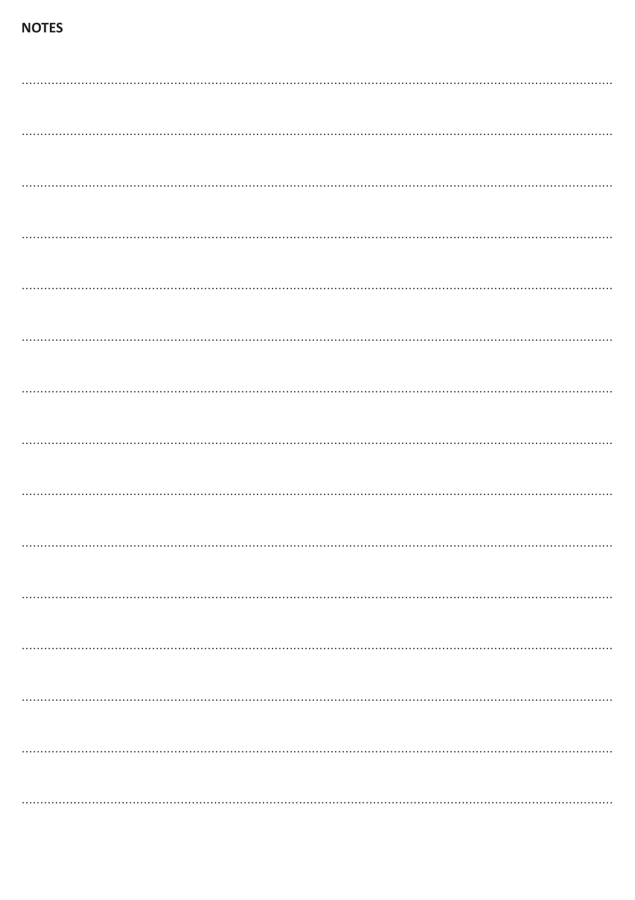**NOTES**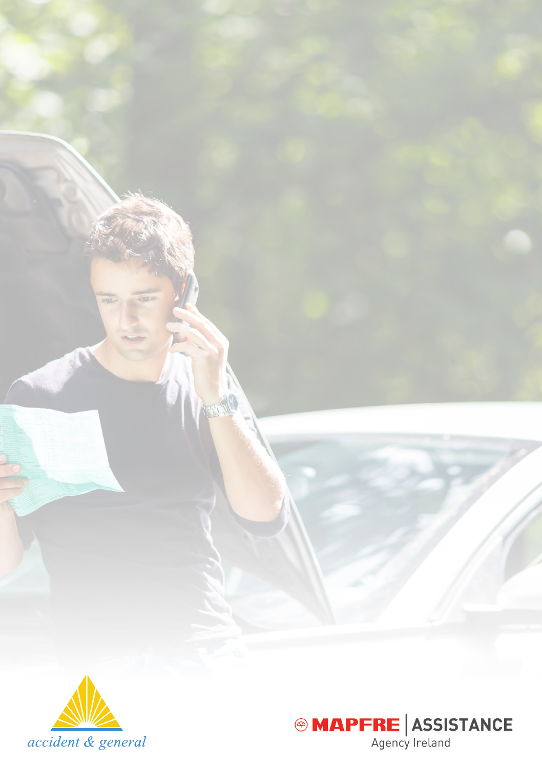accident & general

MAPFRE | ASSISTANCE
Agency Ireland